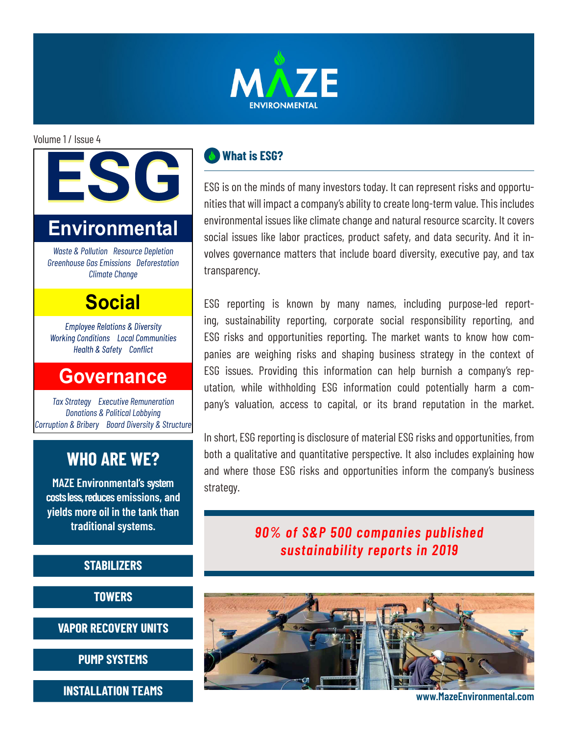# MAZE ENVIRONMENTAL

Volume 1 / Issue 4

# ESG

## Environmental

*Waste & Pollution   Resource Depletion*
*Greenhouse Gas Emissions   Deforestation*
*Climate Change*

## Social

*Employee Relations & Diversity*
*Working Conditions   Local Communities*
*Health & Safety   Conflict*

## Governance

*Tax Strategy   Executive Remuneration*
*Donations & Political Lobbying*
*Corruption & Bribery   Board Diversity & Structure*

## What is ESG?

ESG is on the minds of many investors today. It can represent risks and opportunities that will impact a company's ability to create long-term value. This includes environmental issues like climate change and natural resource scarcity. It covers social issues like labor practices, product safety, and data security. And it involves governance matters that include board diversity, executive pay, and tax transparency.

ESG reporting is known by many names, including purpose-led reporting, sustainability reporting, corporate social responsibility reporting, and ESG risks and opportunities reporting. The market wants to know how companies are weighing risks and shaping business strategy in the context of ESG issues. Providing this information can help burnish a company's reputation, while withholding ESG information could potentially harm a company's valuation, access to capital, or its brand reputation in the market.

In short, ESG reporting is disclosure of material ESG risks and opportunities, from both a qualitative and quantitative perspective. It also includes explaining how and where those ESG risks and opportunities inform the company's business strategy.

***90% of S&P 500 companies published sustainability reports in 2019***

## WHO ARE WE?

**MAZE Environmental's system costs less, reduces emissions, and yields more oil in the tank than traditional systems.**

**STABILIZERS**

**TOWERS**

**VAPOR RECOVERY UNITS**

**PUMP SYSTEMS**

**INSTALLATION TEAMS**

**www.MazeEnvironmental.com**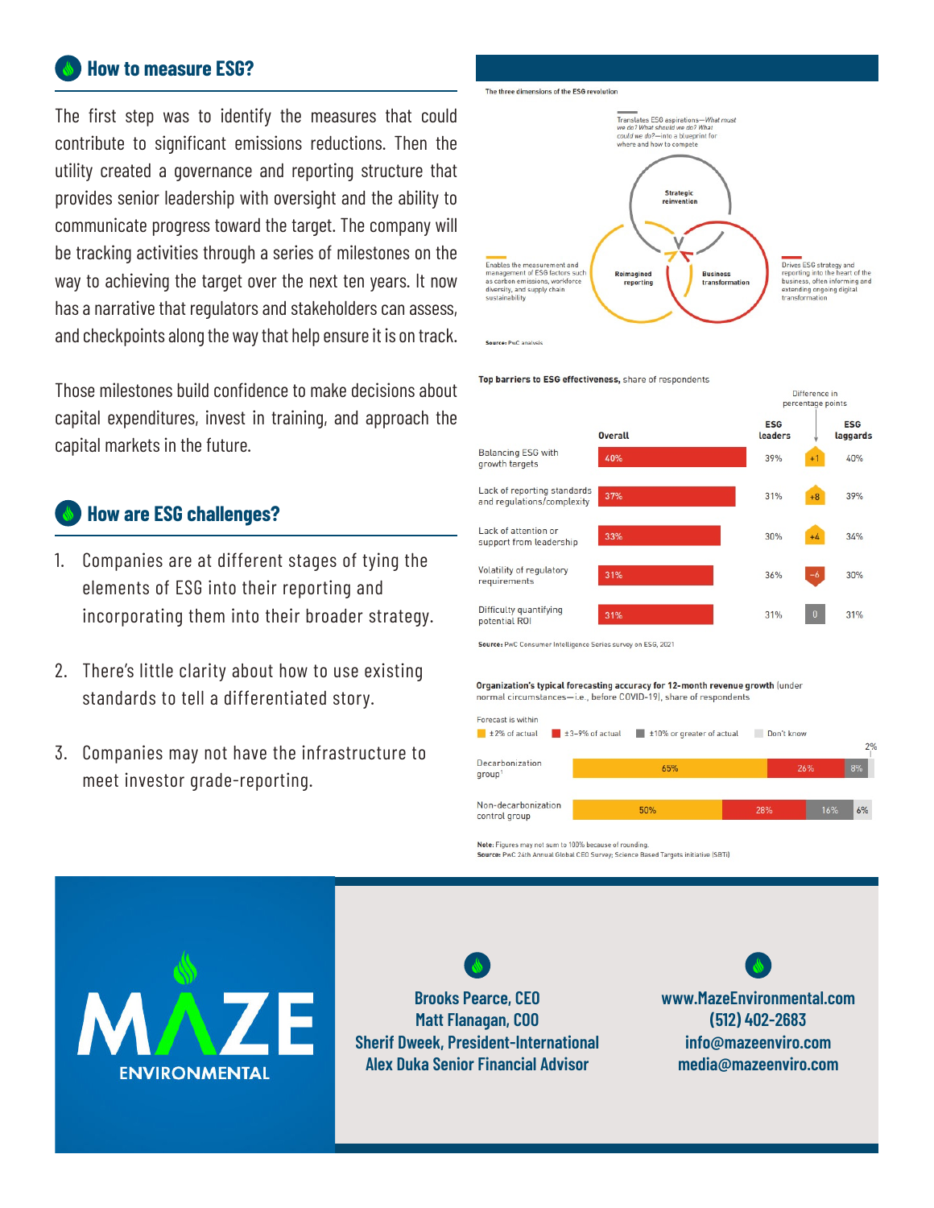## How to measure ESG?

The first step was to identify the measures that could contribute to significant emissions reductions. Then the utility created a governance and reporting structure that provides senior leadership with oversight and the ability to communicate progress toward the target. The company will be tracking activities through a series of milestones on the way to achieving the target over the next ten years. It now has a narrative that regulators and stakeholders can assess, and checkpoints along the way that help ensure it is on track.

Those milestones build confidence to make decisions about capital expenditures, invest in training, and approach the capital markets in the future.

## How are ESG challenges?

1. Companies are at different stages of tying the elements of ESG into their reporting and incorporating them into their broader strategy.
2. There's little clarity about how to use existing standards to tell a differentiated story.
3. Companies may not have the infrastructure to meet investor grade-reporting.

The three dimensions of the ESG revolution

Translates ESG aspirations—*What must we do? What should we do? What could we do?*—into a blueprint for where and how to compete

Strategic reinvention

Enables the measurement and management of ESG factors such as carbon emissions, workforce diversity, and supply chain sustainability

Reimagined reporting

Business transformation

Drives ESG strategy and reporting into the heart of the business, often informing and extending ongoing digital transformation

**Source:** PwC analysis

**Top barriers to ESG effectiveness,** share of respondents

Overall

ESG leaders

Difference in percentage points

ESG laggards

Balancing ESG with growth targets 40% 39% +1 40%

Lack of reporting standards and regulations/complexity 37% 31% +8 39%

Lack of attention or support from leadership 33% 30% +4 34%

Volatility of regulatory requirements 31% 36% −6 30%

Difficulty quantifying potential ROI 31% 31% 0 31%

**Source:** PwC Consumer Intelligence Series survey on ESG, 2021

**Organization's typical forecasting accuracy for 12-month revenue growth** (under normal circumstances—i.e., before COVID-19), share of respondents

Forecast is within

±2% of actual ±3–9% of actual ±10% or greater of actual Don't know

Decarbonization group[1] 65% 26% 8% 2%

Non-decarbonization control group 50% 28% 16% 6%

**Note:** Figures may not sum to 100% because of rounding.
**Source:** PwC 24th Annual Global CEO Survey; Science Based Targets initiative (SBTi)

MAZE ENVIRONMENTAL

**Brooks Pearce, CEO**
**Matt Flanagan, COO**
**Sherif Dweek, President-International**
**Alex Duka Senior Financial Advisor**

**www.MazeEnvironmental.com**
**(512) 402-2683**
**info@mazeenviro.com**
**media@mazeenviro.com**